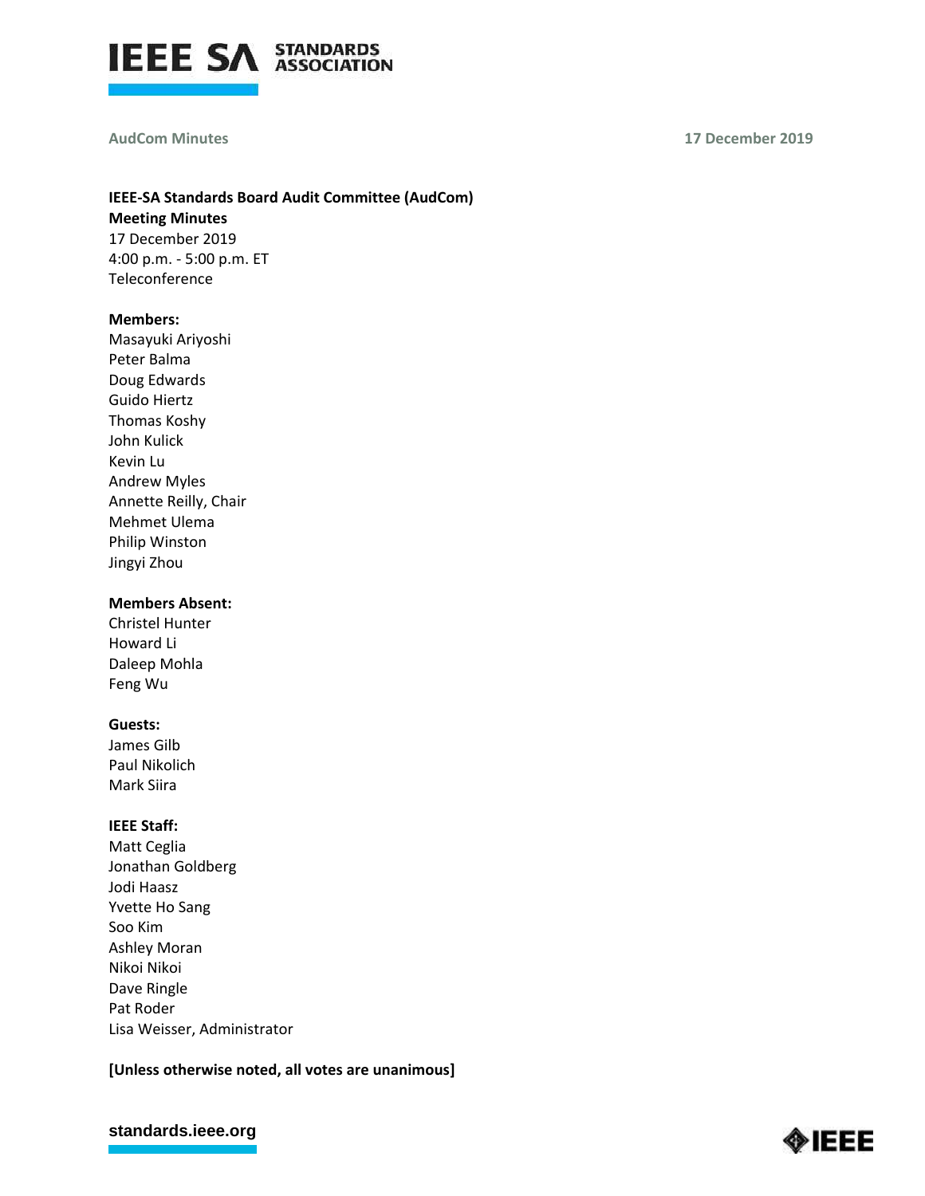AudCom Minutes 17 December 2019

**IEEE-SA Standards Board Audit Committee (AudCom)**
**Meeting Minutes**
17 December 2019
4:00 p.m. - 5:00 p.m. ET
Teleconference

**Members:**
Masayuki Ariyoshi
Peter Balma
Doug Edwards
Guido Hiertz
Thomas Koshy
John Kulick
Kevin Lu
Andrew Myles
Annette Reilly, Chair
Mehmet Ulema
Philip Winston
Jingyi Zhou

**Members Absent:**
Christel Hunter
Howard Li
Daleep Mohla
Feng Wu

**Guests:**
James Gilb
Paul Nikolich
Mark Siira

**IEEE Staff:**
Matt Ceglia
Jonathan Goldberg
Jodi Haasz
Yvette Ho Sang
Soo Kim
Ashley Moran
Nikoi Nikoi
Dave Ringle
Pat Roder
Lisa Weisser, Administrator

**[Unless otherwise noted, all votes are unanimous]**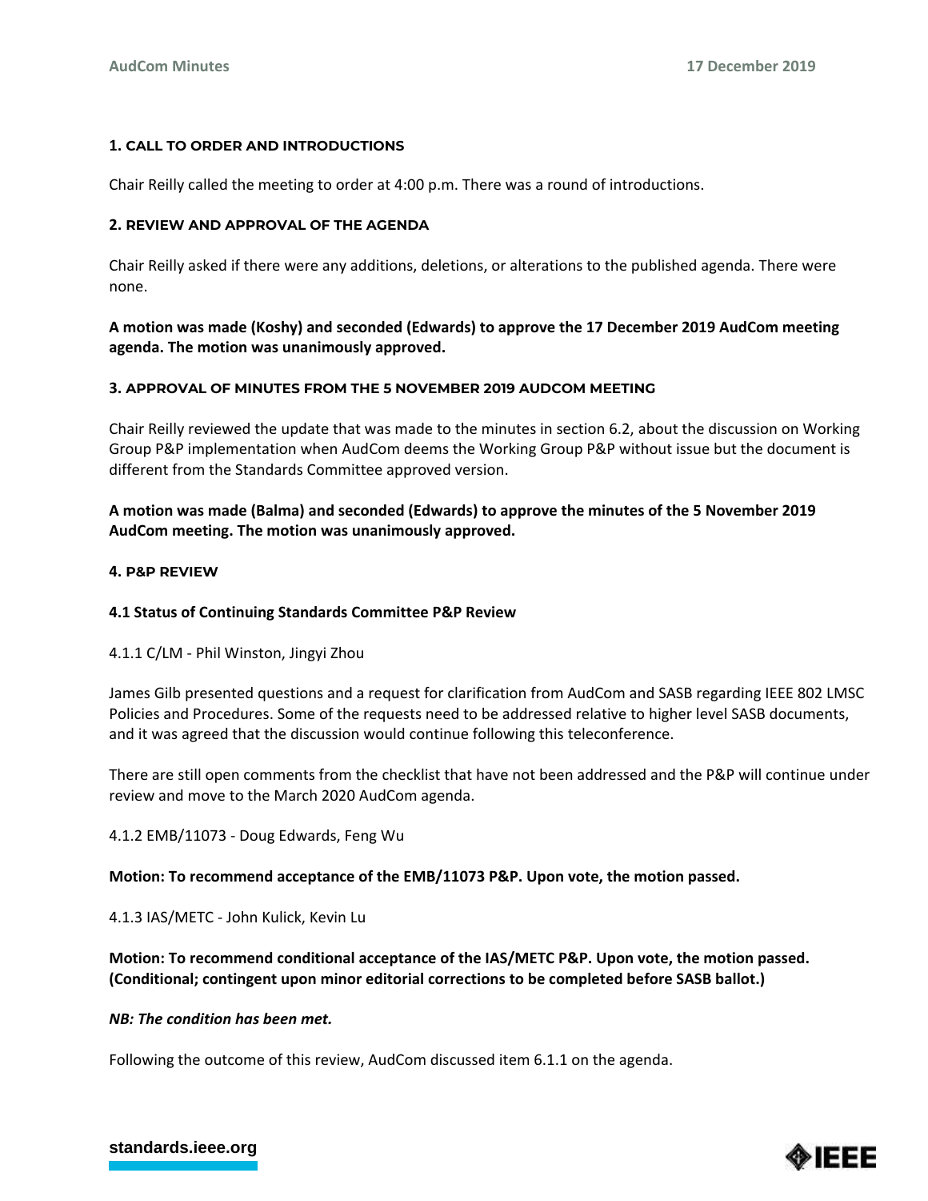## 1. CALL TO ORDER AND INTRODUCTIONS

Chair Reilly called the meeting to order at 4:00 p.m. There was a round of introductions.

## 2. REVIEW AND APPROVAL OF THE AGENDA

Chair Reilly asked if there were any additions, deletions, or alterations to the published agenda. There were none.

**A motion was made (Koshy) and seconded (Edwards) to approve the 17 December 2019 AudCom meeting agenda. The motion was unanimously approved.**

## 3. APPROVAL OF MINUTES FROM THE 5 NOVEMBER 2019 AUDCOM MEETING

Chair Reilly reviewed the update that was made to the minutes in section 6.2, about the discussion on Working Group P&P implementation when AudCom deems the Working Group P&P without issue but the document is different from the Standards Committee approved version.

**A motion was made (Balma) and seconded (Edwards) to approve the minutes of the 5 November 2019 AudCom meeting. The motion was unanimously approved.**

## 4. P&P REVIEW

### 4.1 Status of Continuing Standards Committee P&P Review

4.1.1 C/LM - Phil Winston, Jingyi Zhou

James Gilb presented questions and a request for clarification from AudCom and SASB regarding IEEE 802 LMSC Policies and Procedures. Some of the requests need to be addressed relative to higher level SASB documents, and it was agreed that the discussion would continue following this teleconference.

There are still open comments from the checklist that have not been addressed and the P&P will continue under review and move to the March 2020 AudCom agenda.

4.1.2 EMB/11073 - Doug Edwards, Feng Wu

**Motion: To recommend acceptance of the EMB/11073 P&P. Upon vote, the motion passed.**

4.1.3 IAS/METC - John Kulick, Kevin Lu

**Motion: To recommend conditional acceptance of the IAS/METC P&P. Upon vote, the motion passed. (Conditional; contingent upon minor editorial corrections to be completed before SASB ballot.)**

***NB: The condition has been met.***

Following the outcome of this review, AudCom discussed item 6.1.1 on the agenda.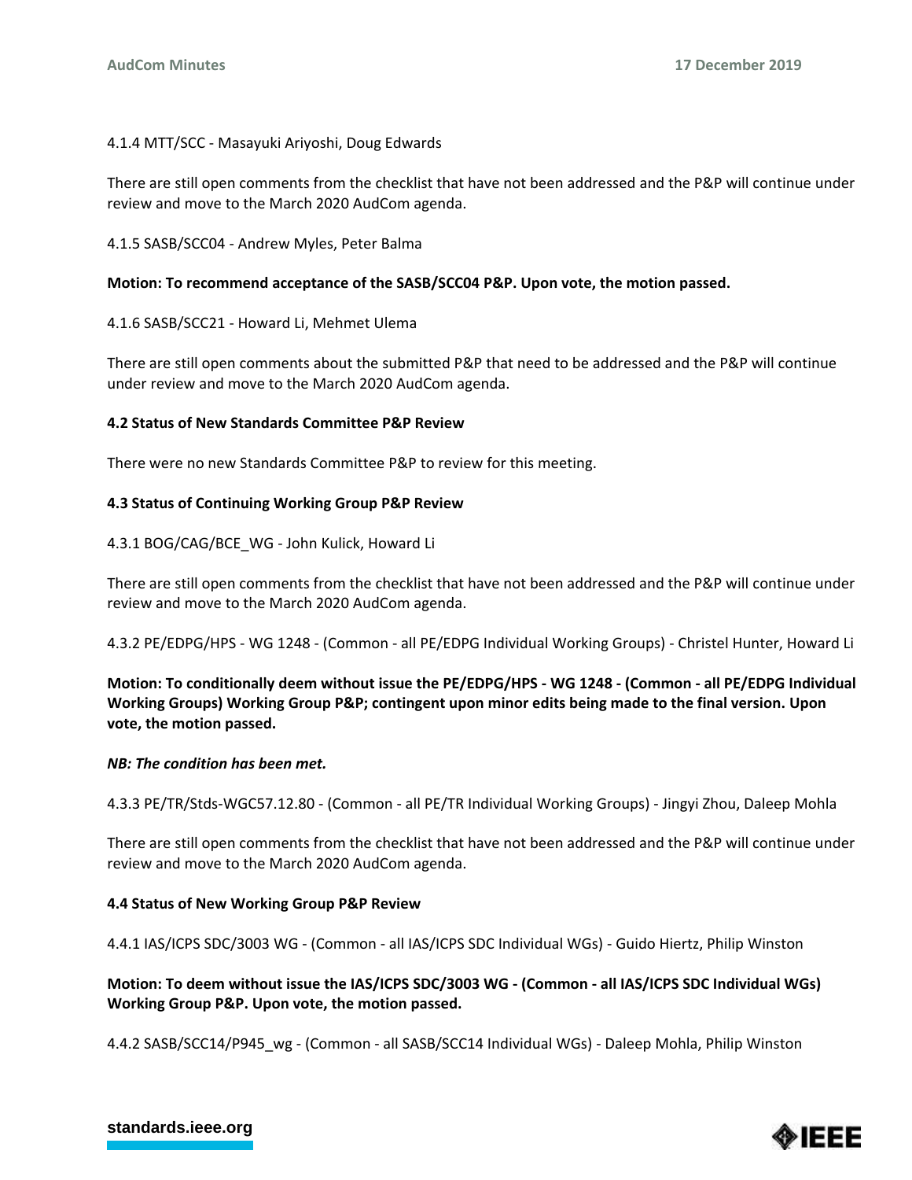4.1.4 MTT/SCC - Masayuki Ariyoshi, Doug Edwards

There are still open comments from the checklist that have not been addressed and the P&P will continue under review and move to the March 2020 AudCom agenda.

4.1.5 SASB/SCC04 - Andrew Myles, Peter Balma

**Motion: To recommend acceptance of the SASB/SCC04 P&P. Upon vote, the motion passed.**

4.1.6 SASB/SCC21 - Howard Li, Mehmet Ulema

There are still open comments about the submitted P&P that need to be addressed and the P&P will continue under review and move to the March 2020 AudCom agenda.

**4.2 Status of New Standards Committee P&P Review**

There were no new Standards Committee P&P to review for this meeting.

**4.3 Status of Continuing Working Group P&P Review**

4.3.1 BOG/CAG/BCE_WG - John Kulick, Howard Li

There are still open comments from the checklist that have not been addressed and the P&P will continue under review and move to the March 2020 AudCom agenda.

4.3.2 PE/EDPG/HPS - WG 1248 - (Common - all PE/EDPG Individual Working Groups) - Christel Hunter, Howard Li

**Motion: To conditionally deem without issue the PE/EDPG/HPS - WG 1248 - (Common - all PE/EDPG Individual Working Groups) Working Group P&P; contingent upon minor edits being made to the final version. Upon vote, the motion passed.**

***NB: The condition has been met.***

4.3.3 PE/TR/Stds-WGC57.12.80 - (Common - all PE/TR Individual Working Groups) - Jingyi Zhou, Daleep Mohla

There are still open comments from the checklist that have not been addressed and the P&P will continue under review and move to the March 2020 AudCom agenda.

**4.4 Status of New Working Group P&P Review**

4.4.1 IAS/ICPS SDC/3003 WG - (Common - all IAS/ICPS SDC Individual WGs) - Guido Hiertz, Philip Winston

**Motion: To deem without issue the IAS/ICPS SDC/3003 WG - (Common - all IAS/ICPS SDC Individual WGs) Working Group P&P. Upon vote, the motion passed.**

4.4.2 SASB/SCC14/P945_wg - (Common - all SASB/SCC14 Individual WGs) - Daleep Mohla, Philip Winston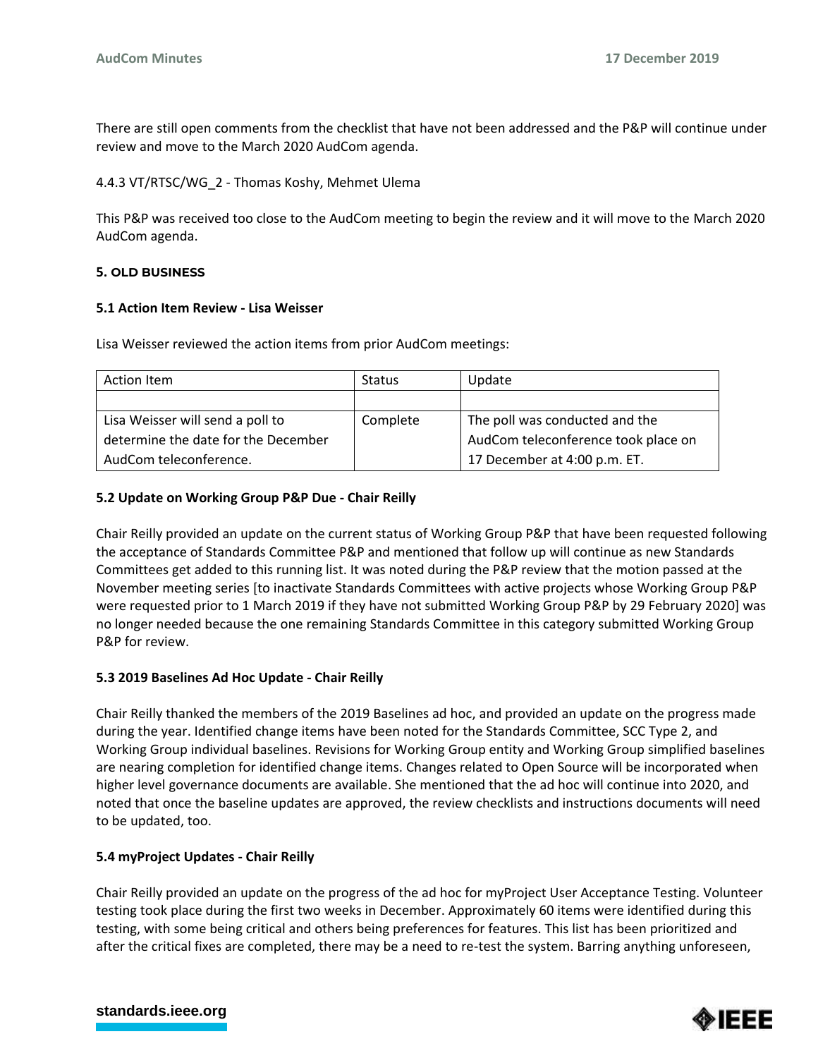There are still open comments from the checklist that have not been addressed and the P&P will continue under review and move to the March 2020 AudCom agenda.

4.4.3 VT/RTSC/WG_2 - Thomas Koshy, Mehmet Ulema

This P&P was received too close to the AudCom meeting to begin the review and it will move to the March 2020 AudCom agenda.

## 5. OLD BUSINESS

### 5.1 Action Item Review - Lisa Weisser

Lisa Weisser reviewed the action items from prior AudCom meetings:

| Action Item | Status | Update |
|---|---|---|
| | | |
| Lisa Weisser will send a poll to determine the date for the December AudCom teleconference. | Complete | The poll was conducted and the AudCom teleconference took place on 17 December at 4:00 p.m. ET. |

### 5.2 Update on Working Group P&P Due - Chair Reilly

Chair Reilly provided an update on the current status of Working Group P&P that have been requested following the acceptance of Standards Committee P&P and mentioned that follow up will continue as new Standards Committees get added to this running list. It was noted during the P&P review that the motion passed at the November meeting series [to inactivate Standards Committees with active projects whose Working Group P&P were requested prior to 1 March 2019 if they have not submitted Working Group P&P by 29 February 2020] was no longer needed because the one remaining Standards Committee in this category submitted Working Group P&P for review.

### 5.3 2019 Baselines Ad Hoc Update - Chair Reilly

Chair Reilly thanked the members of the 2019 Baselines ad hoc, and provided an update on the progress made during the year. Identified change items have been noted for the Standards Committee, SCC Type 2, and Working Group individual baselines. Revisions for Working Group entity and Working Group simplified baselines are nearing completion for identified change items. Changes related to Open Source will be incorporated when higher level governance documents are available. She mentioned that the ad hoc will continue into 2020, and noted that once the baseline updates are approved, the review checklists and instructions documents will need to be updated, too.

### 5.4 myProject Updates - Chair Reilly

Chair Reilly provided an update on the progress of the ad hoc for myProject User Acceptance Testing. Volunteer testing took place during the first two weeks in December. Approximately 60 items were identified during this testing, with some being critical and others being preferences for features. This list has been prioritized and after the critical fixes are completed, there may be a need to re-test the system. Barring anything unforeseen,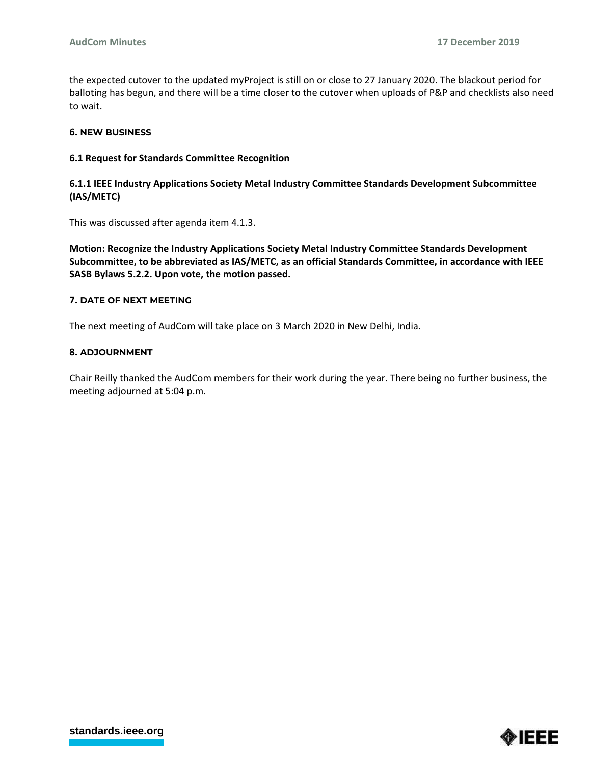the expected cutover to the updated myProject is still on or close to 27 January 2020. The blackout period for balloting has begun, and there will be a time closer to the cutover when uploads of P&P and checklists also need to wait.

## 6. NEW BUSINESS

### 6.1 Request for Standards Committee Recognition

#### 6.1.1 IEEE Industry Applications Society Metal Industry Committee Standards Development Subcommittee (IAS/METC)

This was discussed after agenda item 4.1.3.

**Motion: Recognize the Industry Applications Society Metal Industry Committee Standards Development Subcommittee, to be abbreviated as IAS/METC, as an official Standards Committee, in accordance with IEEE SASB Bylaws 5.2.2. Upon vote, the motion passed.**

## 7. DATE OF NEXT MEETING

The next meeting of AudCom will take place on 3 March 2020 in New Delhi, India.

## 8. ADJOURNMENT

Chair Reilly thanked the AudCom members for their work during the year. There being no further business, the meeting adjourned at 5:04 p.m.